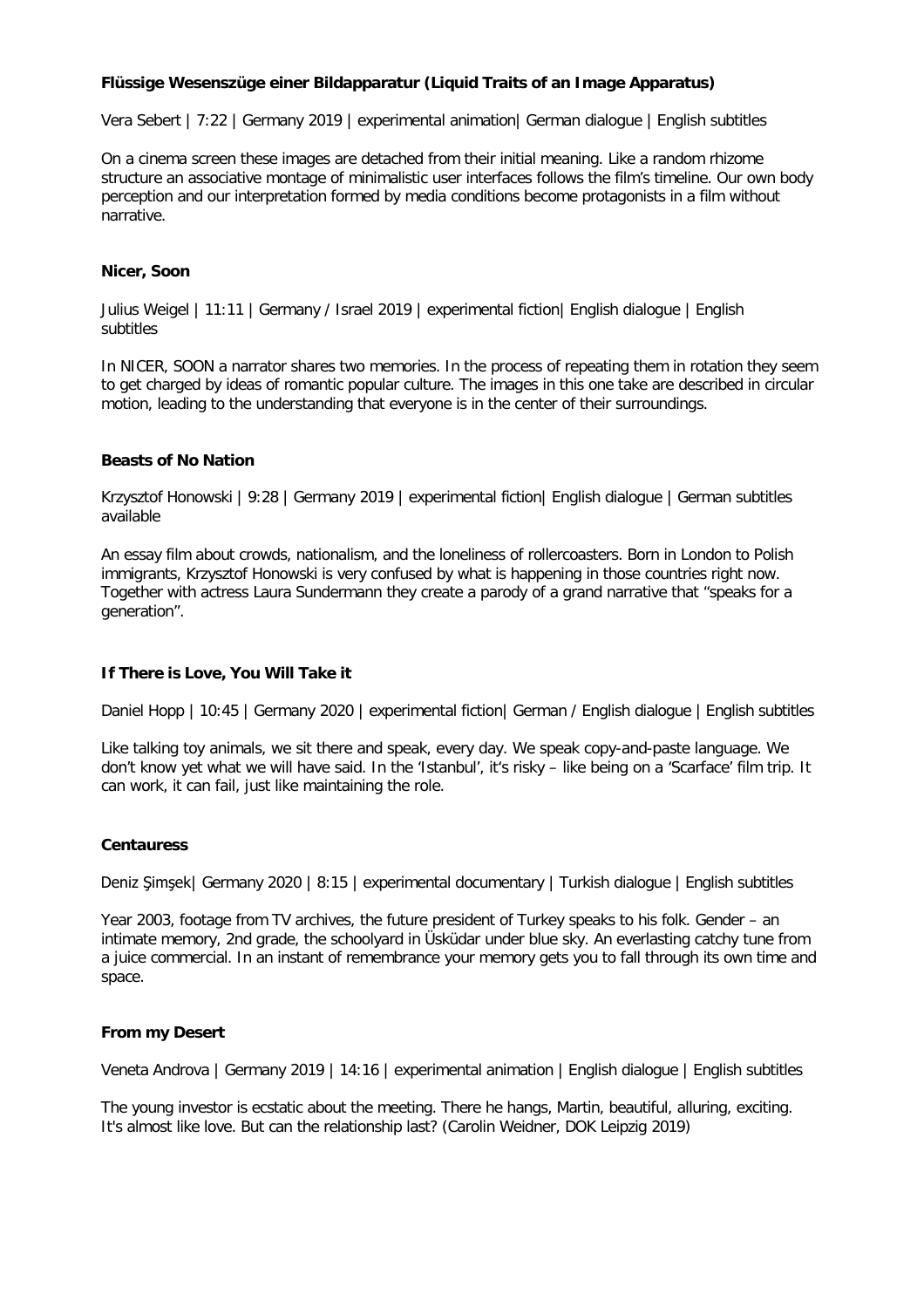### Flüssige Wesenszüge einer Bildapparatur (Liquid Traits of an Image Apparatus)

Vera Sebert | 7:22 | Germany 2019 | experimental animation| German dialogue | English subtitles

On a cinema screen these images are detached from their initial meaning. Like a random rhizome structure an associative montage of minimalistic user interfaces follows the film's timeline. Our own body perception and our interpretation formed by media conditions become protagonists in a film without narrative.

### Nicer, Soon

Julius Weigel | 11:11 | Germany / Israel 2019 | experimental fiction| English dialogue | English subtitles

In NICER, SOON a narrator shares two memories. In the process of repeating them in rotation they seem to get charged by ideas of romantic popular culture. The images in this one take are described in circular motion, leading to the understanding that everyone is in the center of their surroundings.

### Beasts of No Nation

Krzysztof Honowski | 9:28 | Germany 2019 | experimental fiction| English dialogue | German subtitles available

An essay film about crowds, nationalism, and the loneliness of rollercoasters. Born in London to Polish immigrants, Krzysztof Honowski is very confused by what is happening in those countries right now. Together with actress Laura Sundermann they create a parody of a grand narrative that "speaks for a generation".

### If There is Love, You Will Take it

Daniel Hopp | 10:45 | Germany 2020 | experimental fiction| German / English dialogue | English subtitles

Like talking toy animals, we sit there and speak, every day. We speak copy-and-paste language. We don't know yet what we will have said. In the 'Istanbul', it's risky – like being on a 'Scarface' film trip. It can work, it can fail, just like maintaining the role.

### Centauress

Deniz Şimşek| Germany 2020 | 8:15 | experimental documentary | Turkish dialogue | English subtitles

Year 2003, footage from TV archives, the future president of Turkey speaks to his folk. Gender – an intimate memory, 2nd grade, the schoolyard in Üsküdar under blue sky. An everlasting catchy tune from a juice commercial. In an instant of remembrance your memory gets you to fall through its own time and space.

### From my Desert

Veneta Androva | Germany 2019 | 14:16 | experimental animation | English dialogue | English subtitles

The young investor is ecstatic about the meeting. There he hangs, Martin, beautiful, alluring, exciting. It's almost like love. But can the relationship last? (Carolin Weidner, DOK Leipzig 2019)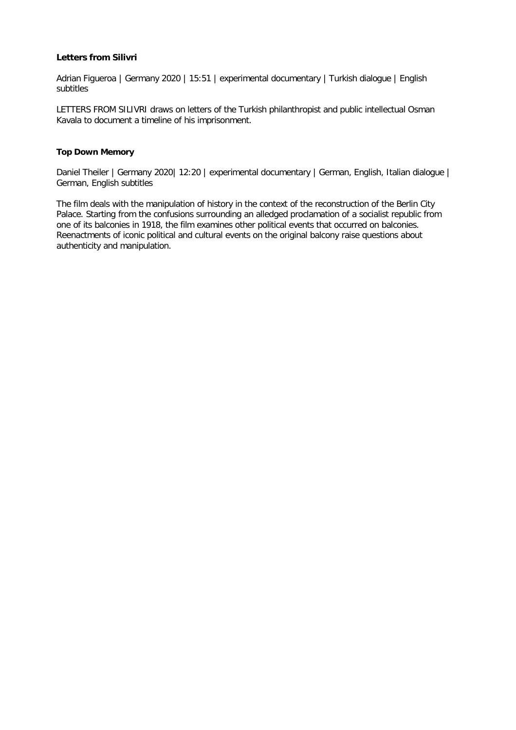**Letters from Silivri**

Adrian Figueroa | Germany 2020 | 15:51 | experimental documentary | Turkish dialogue | English subtitles

LETTERS FROM SILIVRI draws on letters of the Turkish philanthropist and public intellectual Osman Kavala to document a timeline of his imprisonment.

**Top Down Memory**

Daniel Theiler | Germany 2020| 12:20 | experimental documentary | German, English, Italian dialogue | German, English subtitles

The film deals with the manipulation of history in the context of the reconstruction of the Berlin City Palace. Starting from the confusions surrounding an alledged proclamation of a socialist republic from one of its balconies in 1918, the film examines other political events that occurred on balconies. Reenactments of iconic political and cultural events on the original balcony raise questions about authenticity and manipulation.